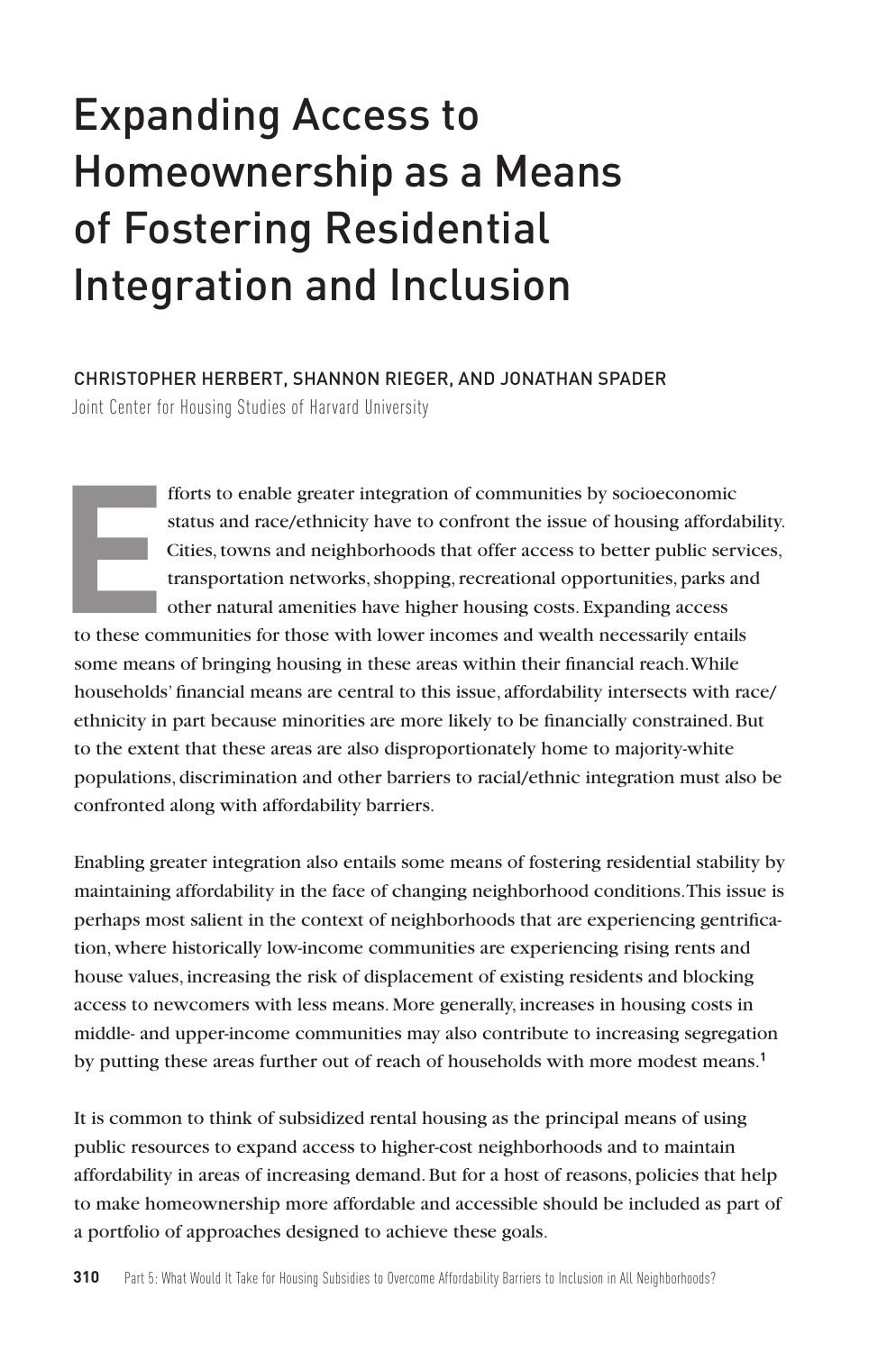# Expanding Access to Homeownership as a Means of Fostering Residential Integration and Inclusion

CHRISTOPHER HERBERT, SHANNON RIEGER, AND JONATHAN SPADER

Joint Center for Housing Studies of Harvard University

Efforts to enable greater integration of communities by socioeconomic status and race/ethnicity have to confront the issue of housing affordability. Cities, towns and neighborhoods that offer access to better public services, transportation networks, shopping, recreational opportunities, parks and other natural amenities have higher housing costs. Expanding access to these communities for those with lower incomes and wealth necessarily entails some means of bringing housing in these areas within their financial reach. While households' financial means are central to this issue, affordability intersects with race/ethnicity in part because minorities are more likely to be financially constrained. But to the extent that these areas are also disproportionately home to majority-white populations, discrimination and other barriers to racial/ethnic integration must also be confronted along with affordability barriers.

Enabling greater integration also entails some means of fostering residential stability by maintaining affordability in the face of changing neighborhood conditions. This issue is perhaps most salient in the context of neighborhoods that are experiencing gentrification, where historically low-income communities are experiencing rising rents and house values, increasing the risk of displacement of existing residents and blocking access to newcomers with less means. More generally, increases in housing costs in middle- and upper-income communities may also contribute to increasing segregation by putting these areas further out of reach of households with more modest means.[1]

It is common to think of subsidized rental housing as the principal means of using public resources to expand access to higher-cost neighborhoods and to maintain affordability in areas of increasing demand. But for a host of reasons, policies that help to make homeownership more affordable and accessible should be included as part of a portfolio of approaches designed to achieve these goals.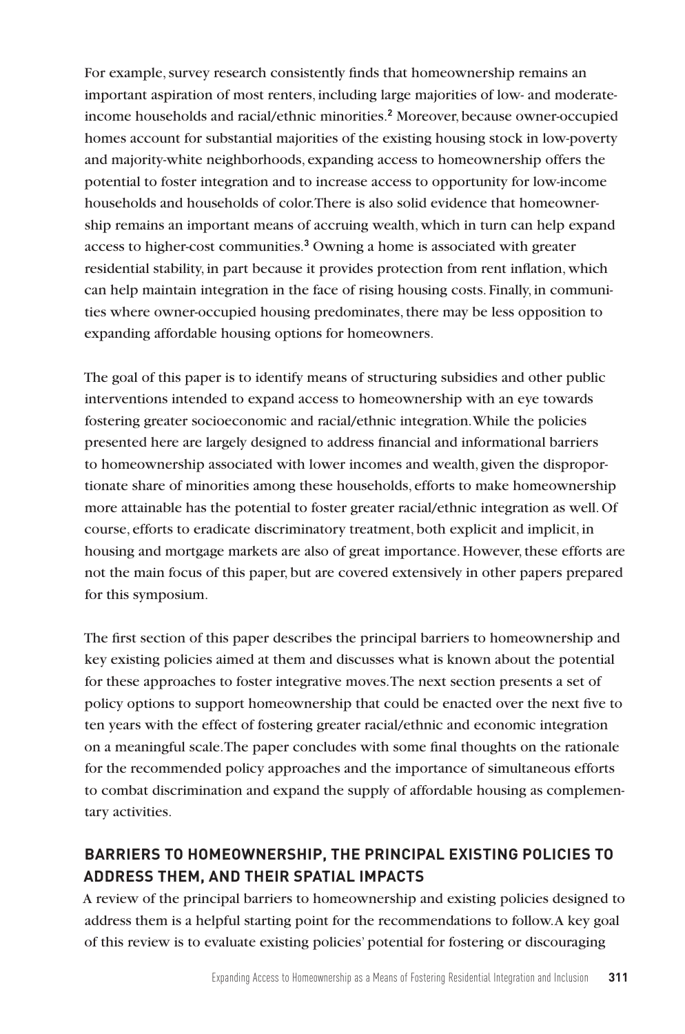For example, survey research consistently finds that homeownership remains an important aspiration of most renters, including large majorities of low- and moderate-income households and racial/ethnic minorities.[2] Moreover, because owner-occupied homes account for substantial majorities of the existing housing stock in low-poverty and majority-white neighborhoods, expanding access to homeownership offers the potential to foster integration and to increase access to opportunity for low-income households and households of color. There is also solid evidence that homeownership remains an important means of accruing wealth, which in turn can help expand access to higher-cost communities.[3] Owning a home is associated with greater residential stability, in part because it provides protection from rent inflation, which can help maintain integration in the face of rising housing costs. Finally, in communities where owner-occupied housing predominates, there may be less opposition to expanding affordable housing options for homeowners.

The goal of this paper is to identify means of structuring subsidies and other public interventions intended to expand access to homeownership with an eye towards fostering greater socioeconomic and racial/ethnic integration. While the policies presented here are largely designed to address financial and informational barriers to homeownership associated with lower incomes and wealth, given the disproportionate share of minorities among these households, efforts to make homeownership more attainable has the potential to foster greater racial/ethnic integration as well. Of course, efforts to eradicate discriminatory treatment, both explicit and implicit, in housing and mortgage markets are also of great importance. However, these efforts are not the main focus of this paper, but are covered extensively in other papers prepared for this symposium.

The first section of this paper describes the principal barriers to homeownership and key existing policies aimed at them and discusses what is known about the potential for these approaches to foster integrative moves. The next section presents a set of policy options to support homeownership that could be enacted over the next five to ten years with the effect of fostering greater racial/ethnic and economic integration on a meaningful scale. The paper concludes with some final thoughts on the rationale for the recommended policy approaches and the importance of simultaneous efforts to combat discrimination and expand the supply of affordable housing as complementary activities.

## BARRIERS TO HOMEOWNERSHIP, THE PRINCIPAL EXISTING POLICIES TO ADDRESS THEM, AND THEIR SPATIAL IMPACTS

A review of the principal barriers to homeownership and existing policies designed to address them is a helpful starting point for the recommendations to follow. A key goal of this review is to evaluate existing policies' potential for fostering or discouraging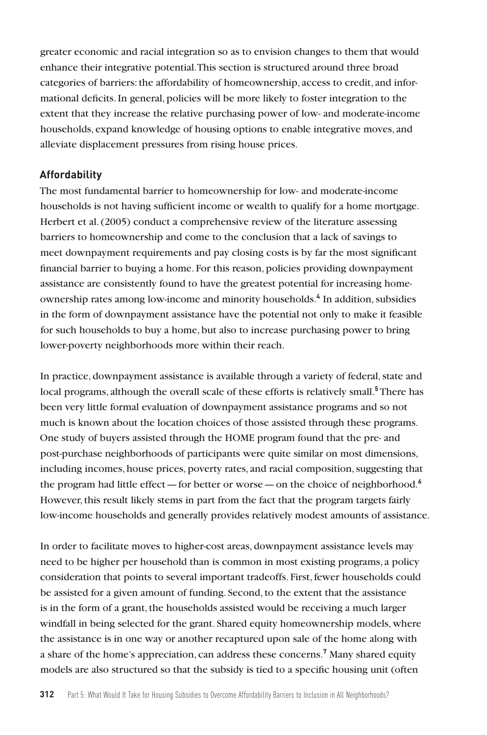greater economic and racial integration so as to envision changes to them that would enhance their integrative potential. This section is structured around three broad categories of barriers: the affordability of homeownership, access to credit, and informational deficits. In general, policies will be more likely to foster integration to the extent that they increase the relative purchasing power of low- and moderate-income households, expand knowledge of housing options to enable integrative moves, and alleviate displacement pressures from rising house prices.

## Affordability

The most fundamental barrier to homeownership for low- and moderate-income households is not having sufficient income or wealth to qualify for a home mortgage. Herbert et al. (2005) conduct a comprehensive review of the literature assessing barriers to homeownership and come to the conclusion that a lack of savings to meet downpayment requirements and pay closing costs is by far the most significant financial barrier to buying a home. For this reason, policies providing downpayment assistance are consistently found to have the greatest potential for increasing homeownership rates among low-income and minority households.[4] In addition, subsidies in the form of downpayment assistance have the potential not only to make it feasible for such households to buy a home, but also to increase purchasing power to bring lower-poverty neighborhoods more within their reach.

In practice, downpayment assistance is available through a variety of federal, state and local programs, although the overall scale of these efforts is relatively small.[5] There has been very little formal evaluation of downpayment assistance programs and so not much is known about the location choices of those assisted through these programs. One study of buyers assisted through the HOME program found that the pre- and post-purchase neighborhoods of participants were quite similar on most dimensions, including incomes, house prices, poverty rates, and racial composition, suggesting that the program had little effect — for better or worse — on the choice of neighborhood.[6] However, this result likely stems in part from the fact that the program targets fairly low-income households and generally provides relatively modest amounts of assistance.

In order to facilitate moves to higher-cost areas, downpayment assistance levels may need to be higher per household than is common in most existing programs, a policy consideration that points to several important tradeoffs. First, fewer households could be assisted for a given amount of funding. Second, to the extent that the assistance is in the form of a grant, the households assisted would be receiving a much larger windfall in being selected for the grant. Shared equity homeownership models, where the assistance is in one way or another recaptured upon sale of the home along with a share of the home's appreciation, can address these concerns.[7] Many shared equity models are also structured so that the subsidy is tied to a specific housing unit (often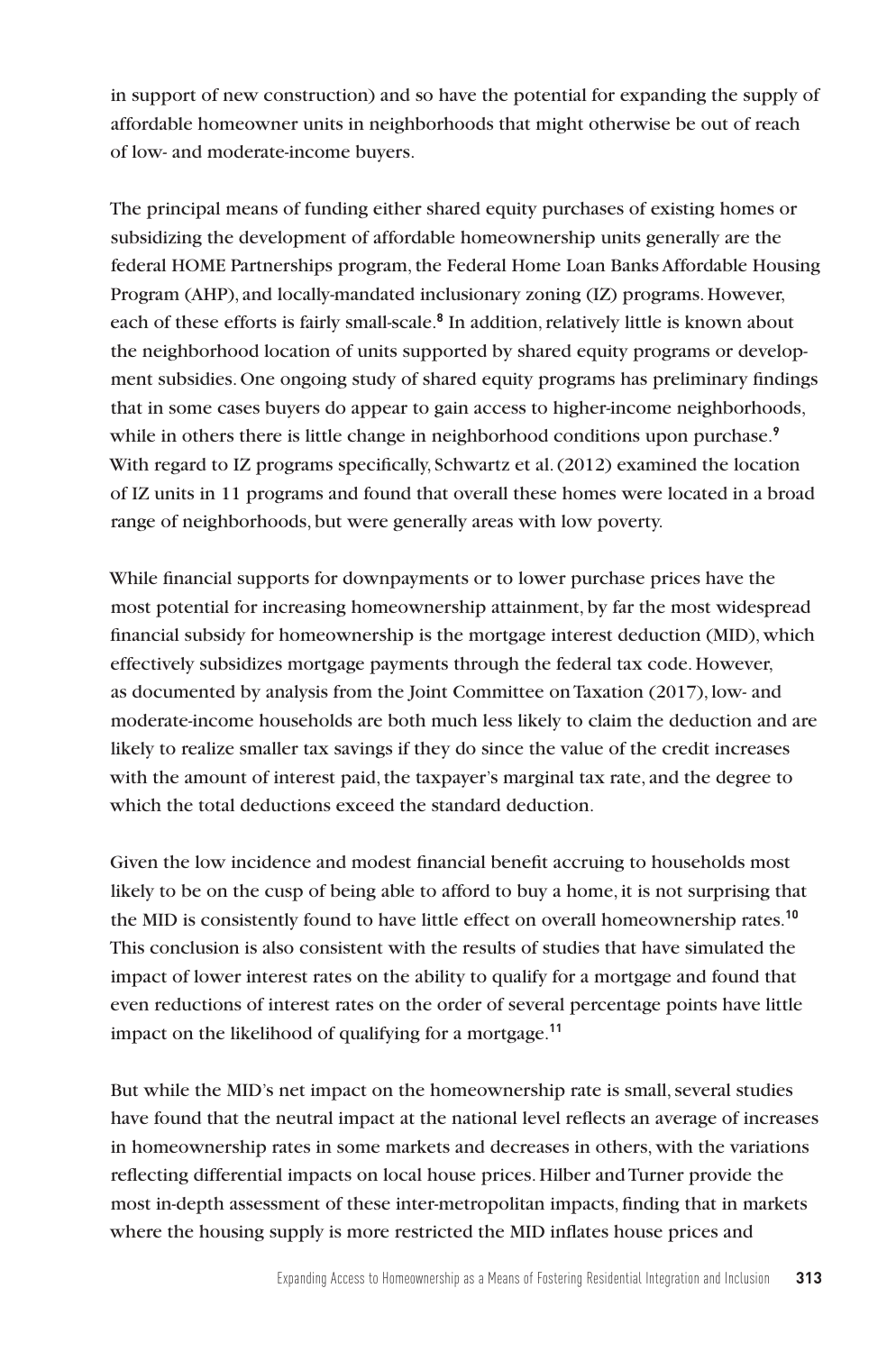in support of new construction) and so have the potential for expanding the supply of affordable homeowner units in neighborhoods that might otherwise be out of reach of low- and moderate-income buyers.

The principal means of funding either shared equity purchases of existing homes or subsidizing the development of affordable homeownership units generally are the federal HOME Partnerships program, the Federal Home Loan Banks Affordable Housing Program (AHP), and locally-mandated inclusionary zoning (IZ) programs. However, each of these efforts is fairly small-scale.[8] In addition, relatively little is known about the neighborhood location of units supported by shared equity programs or development subsidies. One ongoing study of shared equity programs has preliminary findings that in some cases buyers do appear to gain access to higher-income neighborhoods, while in others there is little change in neighborhood conditions upon purchase.[9] With regard to IZ programs specifically, Schwartz et al. (2012) examined the location of IZ units in 11 programs and found that overall these homes were located in a broad range of neighborhoods, but were generally areas with low poverty.

While financial supports for downpayments or to lower purchase prices have the most potential for increasing homeownership attainment, by far the most widespread financial subsidy for homeownership is the mortgage interest deduction (MID), which effectively subsidizes mortgage payments through the federal tax code. However, as documented by analysis from the Joint Committee on Taxation (2017), low- and moderate-income households are both much less likely to claim the deduction and are likely to realize smaller tax savings if they do since the value of the credit increases with the amount of interest paid, the taxpayer's marginal tax rate, and the degree to which the total deductions exceed the standard deduction.

Given the low incidence and modest financial benefit accruing to households most likely to be on the cusp of being able to afford to buy a home, it is not surprising that the MID is consistently found to have little effect on overall homeownership rates.[10] This conclusion is also consistent with the results of studies that have simulated the impact of lower interest rates on the ability to qualify for a mortgage and found that even reductions of interest rates on the order of several percentage points have little impact on the likelihood of qualifying for a mortgage.[11]

But while the MID's net impact on the homeownership rate is small, several studies have found that the neutral impact at the national level reflects an average of increases in homeownership rates in some markets and decreases in others, with the variations reflecting differential impacts on local house prices. Hilber and Turner provide the most in-depth assessment of these inter-metropolitan impacts, finding that in markets where the housing supply is more restricted the MID inflates house prices and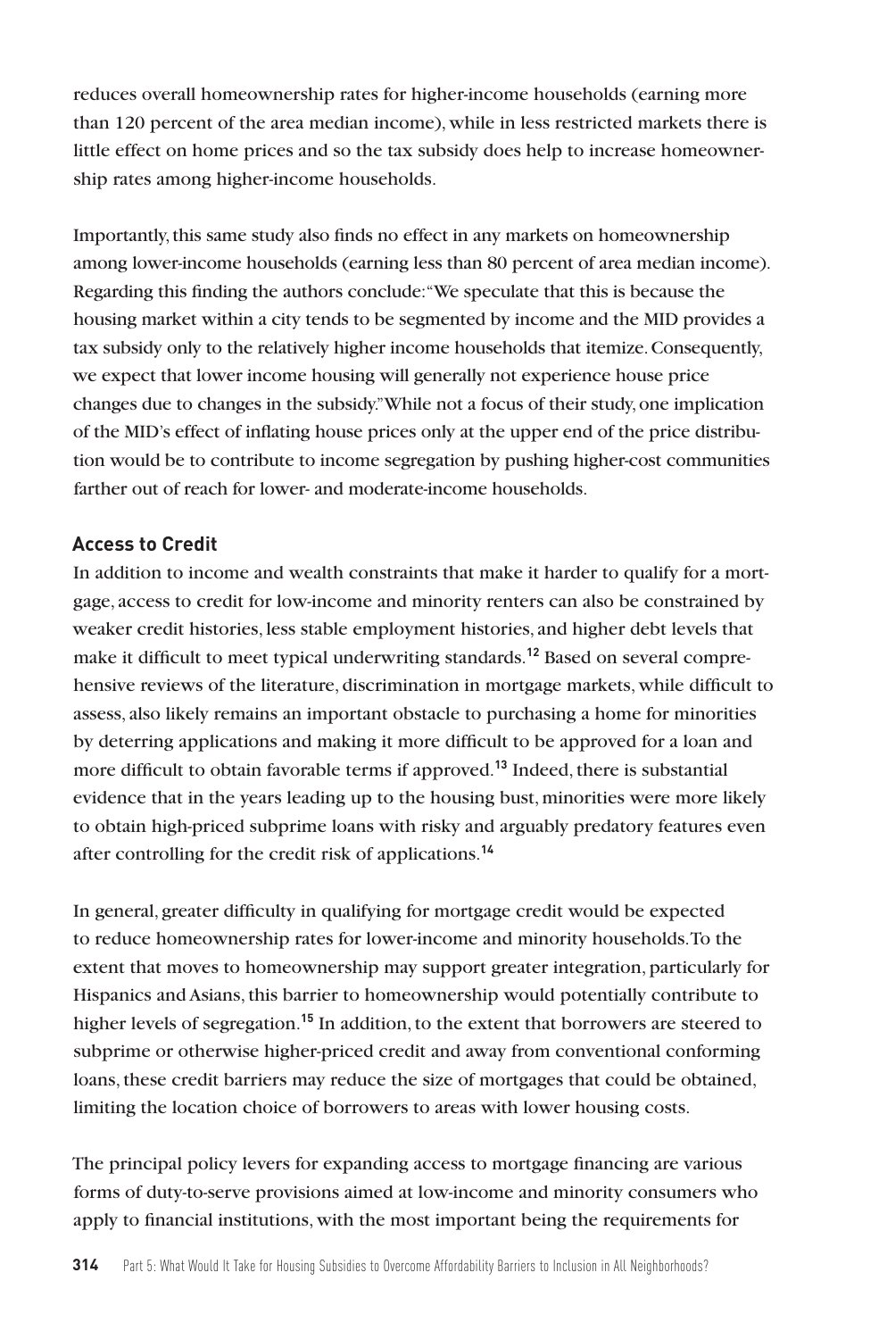reduces overall homeownership rates for higher-income households (earning more than 120 percent of the area median income), while in less restricted markets there is little effect on home prices and so the tax subsidy does help to increase homeownership rates among higher-income households.

Importantly, this same study also finds no effect in any markets on homeownership among lower-income households (earning less than 80 percent of area median income). Regarding this finding the authors conclude: "We speculate that this is because the housing market within a city tends to be segmented by income and the MID provides a tax subsidy only to the relatively higher income households that itemize. Consequently, we expect that lower income housing will generally not experience house price changes due to changes in the subsidy." While not a focus of their study, one implication of the MID's effect of inflating house prices only at the upper end of the price distribution would be to contribute to income segregation by pushing higher-cost communities farther out of reach for lower- and moderate-income households.

### Access to Credit

In addition to income and wealth constraints that make it harder to qualify for a mortgage, access to credit for low-income and minority renters can also be constrained by weaker credit histories, less stable employment histories, and higher debt levels that make it difficult to meet typical underwriting standards.[12] Based on several comprehensive reviews of the literature, discrimination in mortgage markets, while difficult to assess, also likely remains an important obstacle to purchasing a home for minorities by deterring applications and making it more difficult to be approved for a loan and more difficult to obtain favorable terms if approved.[13] Indeed, there is substantial evidence that in the years leading up to the housing bust, minorities were more likely to obtain high-priced subprime loans with risky and arguably predatory features even after controlling for the credit risk of applications.[14]

In general, greater difficulty in qualifying for mortgage credit would be expected to reduce homeownership rates for lower-income and minority households. To the extent that moves to homeownership may support greater integration, particularly for Hispanics and Asians, this barrier to homeownership would potentially contribute to higher levels of segregation.[15] In addition, to the extent that borrowers are steered to subprime or otherwise higher-priced credit and away from conventional conforming loans, these credit barriers may reduce the size of mortgages that could be obtained, limiting the location choice of borrowers to areas with lower housing costs.

The principal policy levers for expanding access to mortgage financing are various forms of duty-to-serve provisions aimed at low-income and minority consumers who apply to financial institutions, with the most important being the requirements for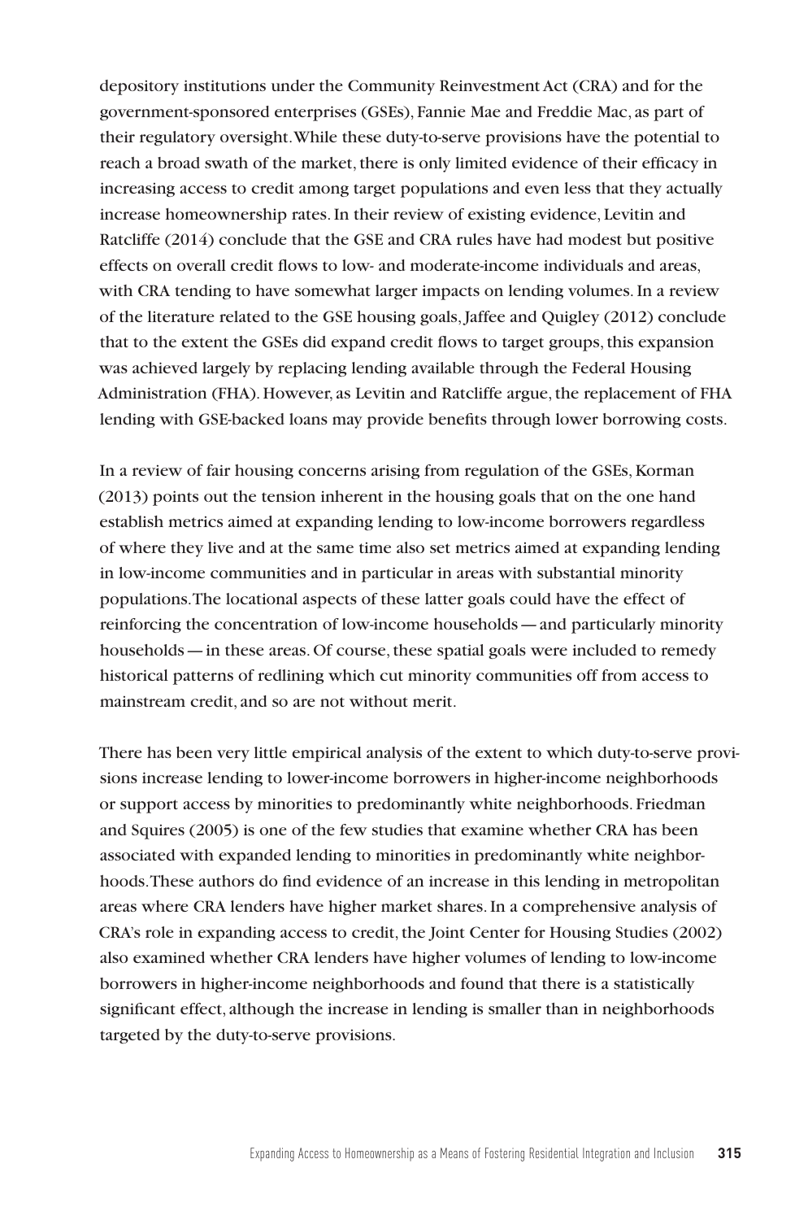depository institutions under the Community Reinvestment Act (CRA) and for the government-sponsored enterprises (GSEs), Fannie Mae and Freddie Mac, as part of their regulatory oversight. While these duty-to-serve provisions have the potential to reach a broad swath of the market, there is only limited evidence of their efficacy in increasing access to credit among target populations and even less that they actually increase homeownership rates. In their review of existing evidence, Levitin and Ratcliffe (2014) conclude that the GSE and CRA rules have had modest but positive effects on overall credit flows to low- and moderate-income individuals and areas, with CRA tending to have somewhat larger impacts on lending volumes. In a review of the literature related to the GSE housing goals, Jaffee and Quigley (2012) conclude that to the extent the GSEs did expand credit flows to target groups, this expansion was achieved largely by replacing lending available through the Federal Housing Administration (FHA). However, as Levitin and Ratcliffe argue, the replacement of FHA lending with GSE-backed loans may provide benefits through lower borrowing costs.

In a review of fair housing concerns arising from regulation of the GSEs, Korman (2013) points out the tension inherent in the housing goals that on the one hand establish metrics aimed at expanding lending to low-income borrowers regardless of where they live and at the same time also set metrics aimed at expanding lending in low-income communities and in particular in areas with substantial minority populations. The locational aspects of these latter goals could have the effect of reinforcing the concentration of low-income households — and particularly minority households — in these areas. Of course, these spatial goals were included to remedy historical patterns of redlining which cut minority communities off from access to mainstream credit, and so are not without merit.

There has been very little empirical analysis of the extent to which duty-to-serve provisions increase lending to lower-income borrowers in higher-income neighborhoods or support access by minorities to predominantly white neighborhoods. Friedman and Squires (2005) is one of the few studies that examine whether CRA has been associated with expanded lending to minorities in predominantly white neighborhoods. These authors do find evidence of an increase in this lending in metropolitan areas where CRA lenders have higher market shares. In a comprehensive analysis of CRA's role in expanding access to credit, the Joint Center for Housing Studies (2002) also examined whether CRA lenders have higher volumes of lending to low-income borrowers in higher-income neighborhoods and found that there is a statistically significant effect, although the increase in lending is smaller than in neighborhoods targeted by the duty-to-serve provisions.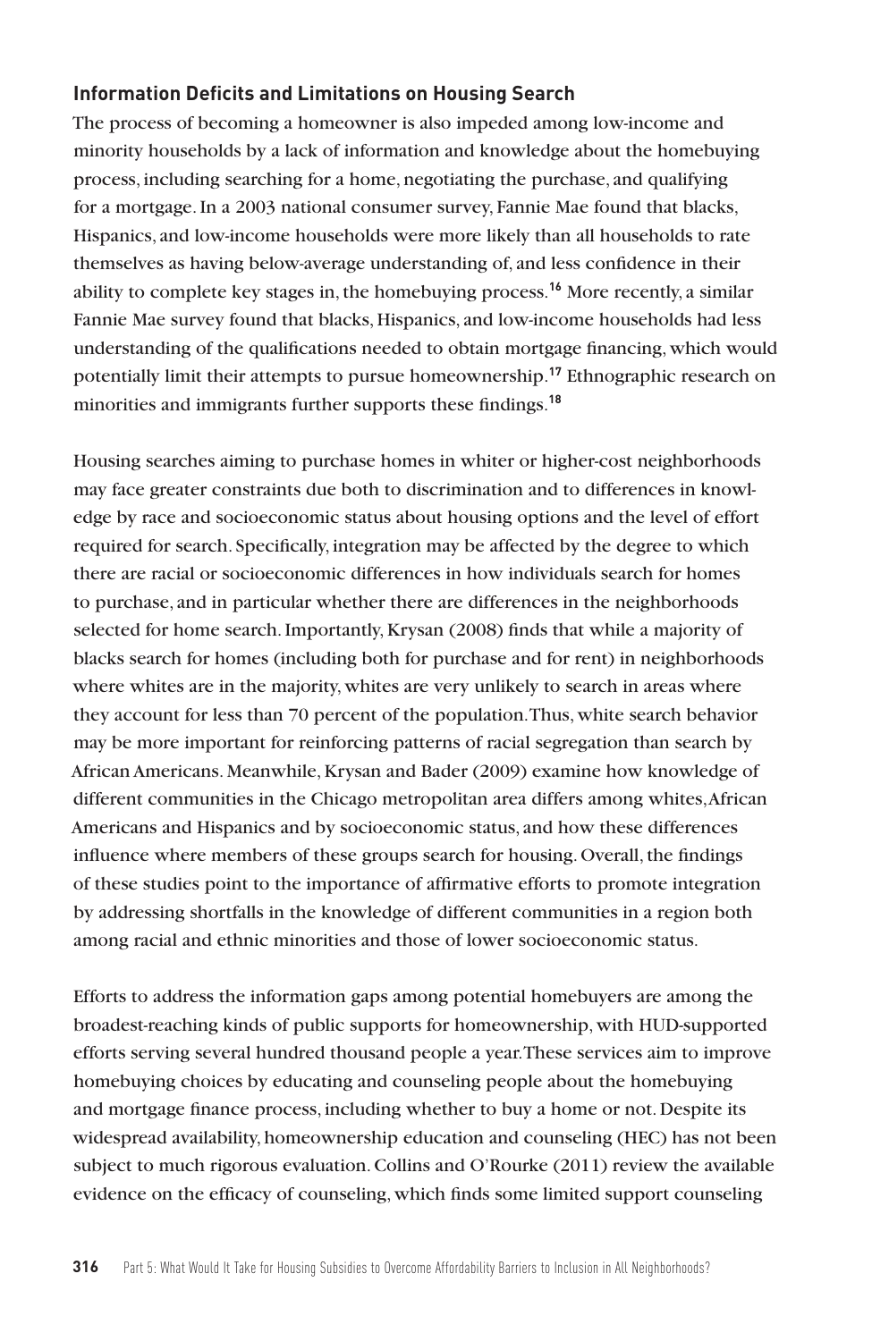### Information Deficits and Limitations on Housing Search

The process of becoming a homeowner is also impeded among low-income and minority households by a lack of information and knowledge about the homebuying process, including searching for a home, negotiating the purchase, and qualifying for a mortgage. In a 2003 national consumer survey, Fannie Mae found that blacks, Hispanics, and low-income households were more likely than all households to rate themselves as having below-average understanding of, and less confidence in their ability to complete key stages in, the homebuying process.[16] More recently, a similar Fannie Mae survey found that blacks, Hispanics, and low-income households had less understanding of the qualifications needed to obtain mortgage financing, which would potentially limit their attempts to pursue homeownership.[17] Ethnographic research on minorities and immigrants further supports these findings.[18]

Housing searches aiming to purchase homes in whiter or higher-cost neighborhoods may face greater constraints due both to discrimination and to differences in knowledge by race and socioeconomic status about housing options and the level of effort required for search. Specifically, integration may be affected by the degree to which there are racial or socioeconomic differences in how individuals search for homes to purchase, and in particular whether there are differences in the neighborhoods selected for home search. Importantly, Krysan (2008) finds that while a majority of blacks search for homes (including both for purchase and for rent) in neighborhoods where whites are in the majority, whites are very unlikely to search in areas where they account for less than 70 percent of the population. Thus, white search behavior may be more important for reinforcing patterns of racial segregation than search by African Americans. Meanwhile, Krysan and Bader (2009) examine how knowledge of different communities in the Chicago metropolitan area differs among whites, African Americans and Hispanics and by socioeconomic status, and how these differences influence where members of these groups search for housing. Overall, the findings of these studies point to the importance of affirmative efforts to promote integration by addressing shortfalls in the knowledge of different communities in a region both among racial and ethnic minorities and those of lower socioeconomic status.

Efforts to address the information gaps among potential homebuyers are among the broadest-reaching kinds of public supports for homeownership, with HUD-supported efforts serving several hundred thousand people a year. These services aim to improve homebuying choices by educating and counseling people about the homebuying and mortgage finance process, including whether to buy a home or not. Despite its widespread availability, homeownership education and counseling (HEC) has not been subject to much rigorous evaluation. Collins and O'Rourke (2011) review the available evidence on the efficacy of counseling, which finds some limited support counseling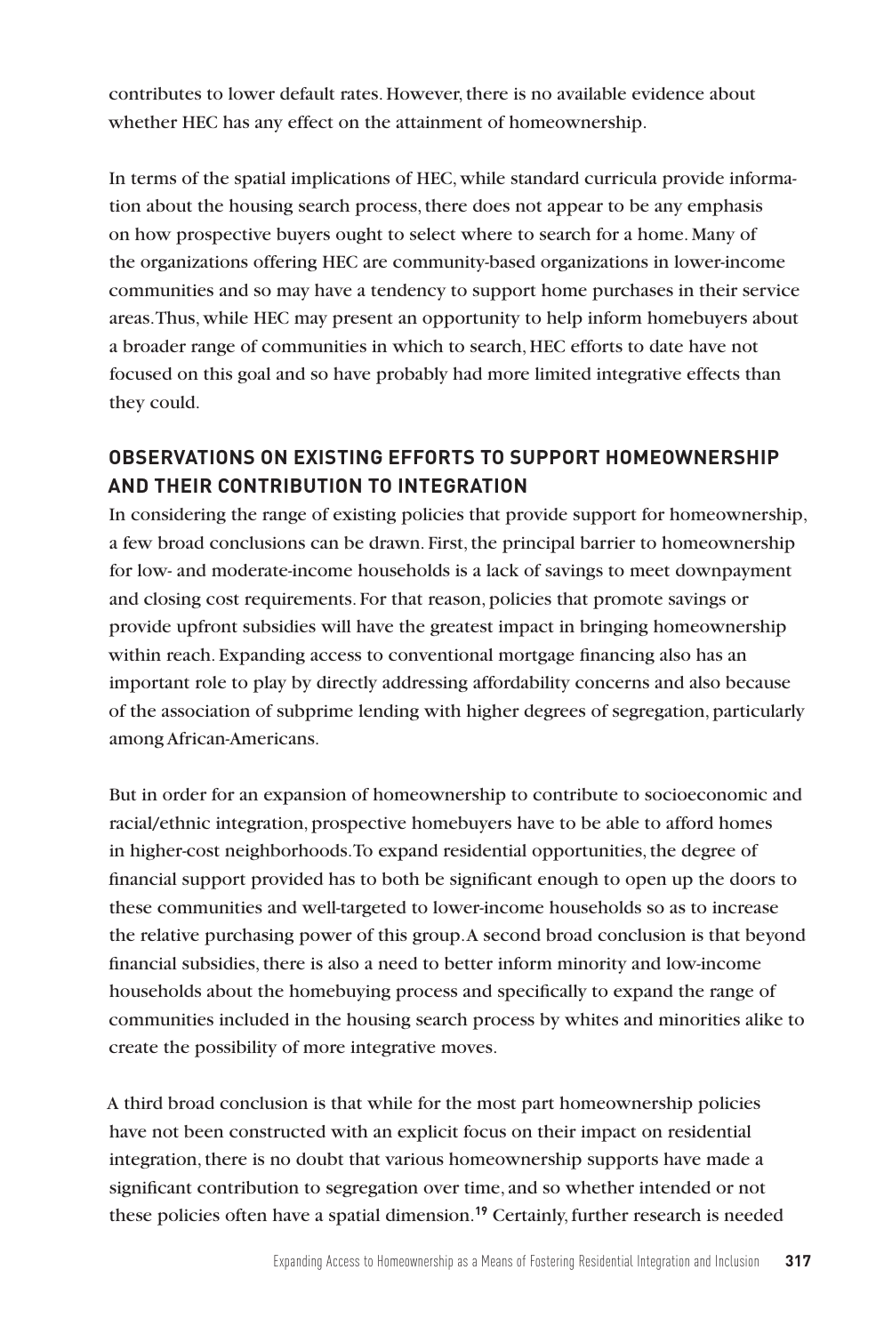contributes to lower default rates. However, there is no available evidence about whether HEC has any effect on the attainment of homeownership.

In terms of the spatial implications of HEC, while standard curricula provide information about the housing search process, there does not appear to be any emphasis on how prospective buyers ought to select where to search for a home. Many of the organizations offering HEC are community-based organizations in lower-income communities and so may have a tendency to support home purchases in their service areas. Thus, while HEC may present an opportunity to help inform homebuyers about a broader range of communities in which to search, HEC efforts to date have not focused on this goal and so have probably had more limited integrative effects than they could.

## OBSERVATIONS ON EXISTING EFFORTS TO SUPPORT HOMEOWNERSHIP AND THEIR CONTRIBUTION TO INTEGRATION

In considering the range of existing policies that provide support for homeownership, a few broad conclusions can be drawn. First, the principal barrier to homeownership for low- and moderate-income households is a lack of savings to meet downpayment and closing cost requirements. For that reason, policies that promote savings or provide upfront subsidies will have the greatest impact in bringing homeownership within reach. Expanding access to conventional mortgage financing also has an important role to play by directly addressing affordability concerns and also because of the association of subprime lending with higher degrees of segregation, particularly among African-Americans.

But in order for an expansion of homeownership to contribute to socioeconomic and racial/ethnic integration, prospective homebuyers have to be able to afford homes in higher-cost neighborhoods. To expand residential opportunities, the degree of financial support provided has to both be significant enough to open up the doors to these communities and well-targeted to lower-income households so as to increase the relative purchasing power of this group. A second broad conclusion is that beyond financial subsidies, there is also a need to better inform minority and low-income households about the homebuying process and specifically to expand the range of communities included in the housing search process by whites and minorities alike to create the possibility of more integrative moves.

A third broad conclusion is that while for the most part homeownership policies have not been constructed with an explicit focus on their impact on residential integration, there is no doubt that various homeownership supports have made a significant contribution to segregation over time, and so whether intended or not these policies often have a spatial dimension.[19] Certainly, further research is needed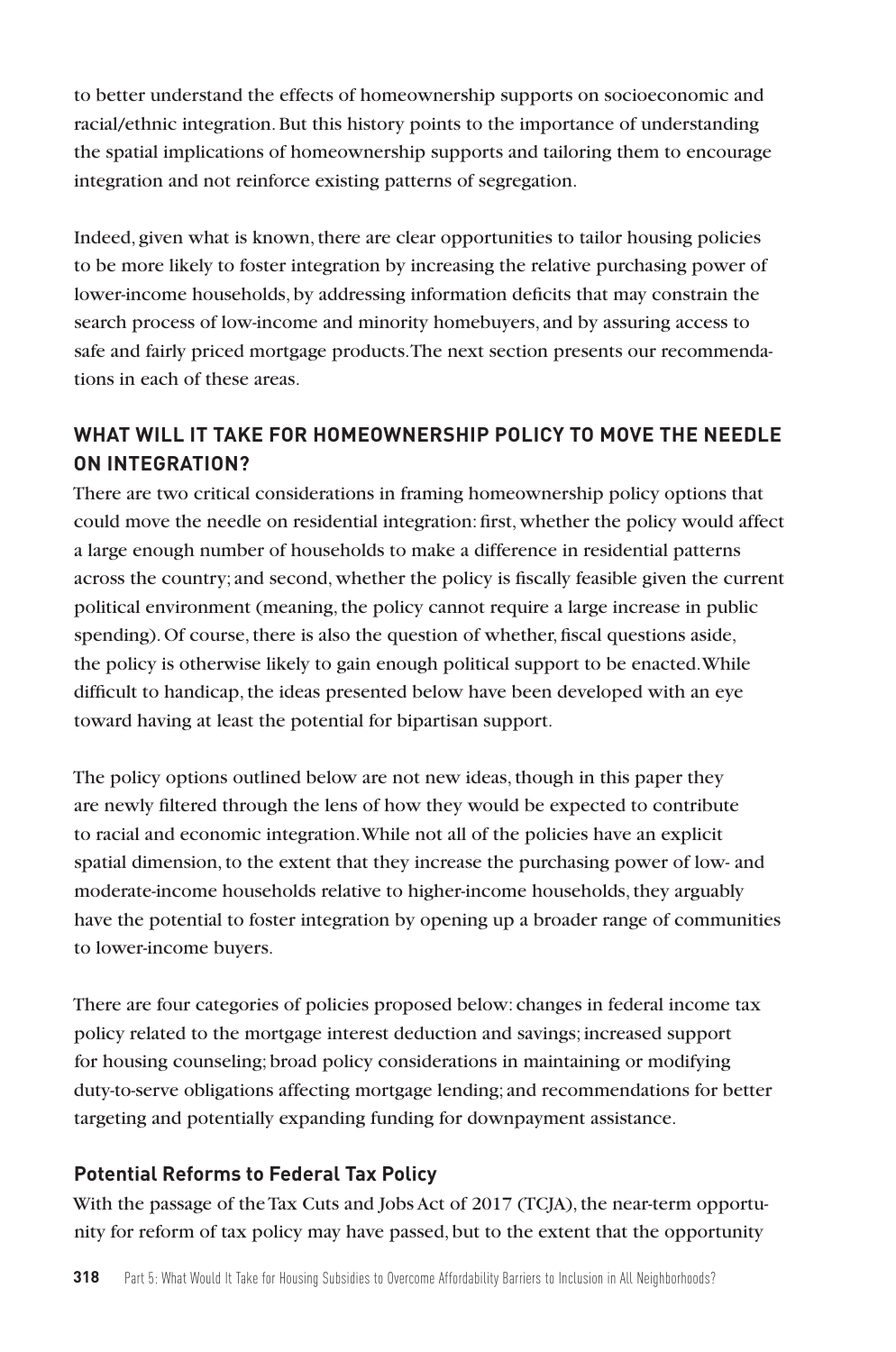to better understand the effects of homeownership supports on socioeconomic and racial/ethnic integration. But this history points to the importance of understanding the spatial implications of homeownership supports and tailoring them to encourage integration and not reinforce existing patterns of segregation.

Indeed, given what is known, there are clear opportunities to tailor housing policies to be more likely to foster integration by increasing the relative purchasing power of lower-income households, by addressing information deficits that may constrain the search process of low-income and minority homebuyers, and by assuring access to safe and fairly priced mortgage products. The next section presents our recommendations in each of these areas.

## WHAT WILL IT TAKE FOR HOMEOWNERSHIP POLICY TO MOVE THE NEEDLE ON INTEGRATION?

There are two critical considerations in framing homeownership policy options that could move the needle on residential integration: first, whether the policy would affect a large enough number of households to make a difference in residential patterns across the country; and second, whether the policy is fiscally feasible given the current political environment (meaning, the policy cannot require a large increase in public spending). Of course, there is also the question of whether, fiscal questions aside, the policy is otherwise likely to gain enough political support to be enacted. While difficult to handicap, the ideas presented below have been developed with an eye toward having at least the potential for bipartisan support.

The policy options outlined below are not new ideas, though in this paper they are newly filtered through the lens of how they would be expected to contribute to racial and economic integration. While not all of the policies have an explicit spatial dimension, to the extent that they increase the purchasing power of low- and moderate-income households relative to higher-income households, they arguably have the potential to foster integration by opening up a broader range of communities to lower-income buyers.

There are four categories of policies proposed below: changes in federal income tax policy related to the mortgage interest deduction and savings; increased support for housing counseling; broad policy considerations in maintaining or modifying duty-to-serve obligations affecting mortgage lending; and recommendations for better targeting and potentially expanding funding for downpayment assistance.

### Potential Reforms to Federal Tax Policy

With the passage of the Tax Cuts and Jobs Act of 2017 (TCJA), the near-term opportunity for reform of tax policy may have passed, but to the extent that the opportunity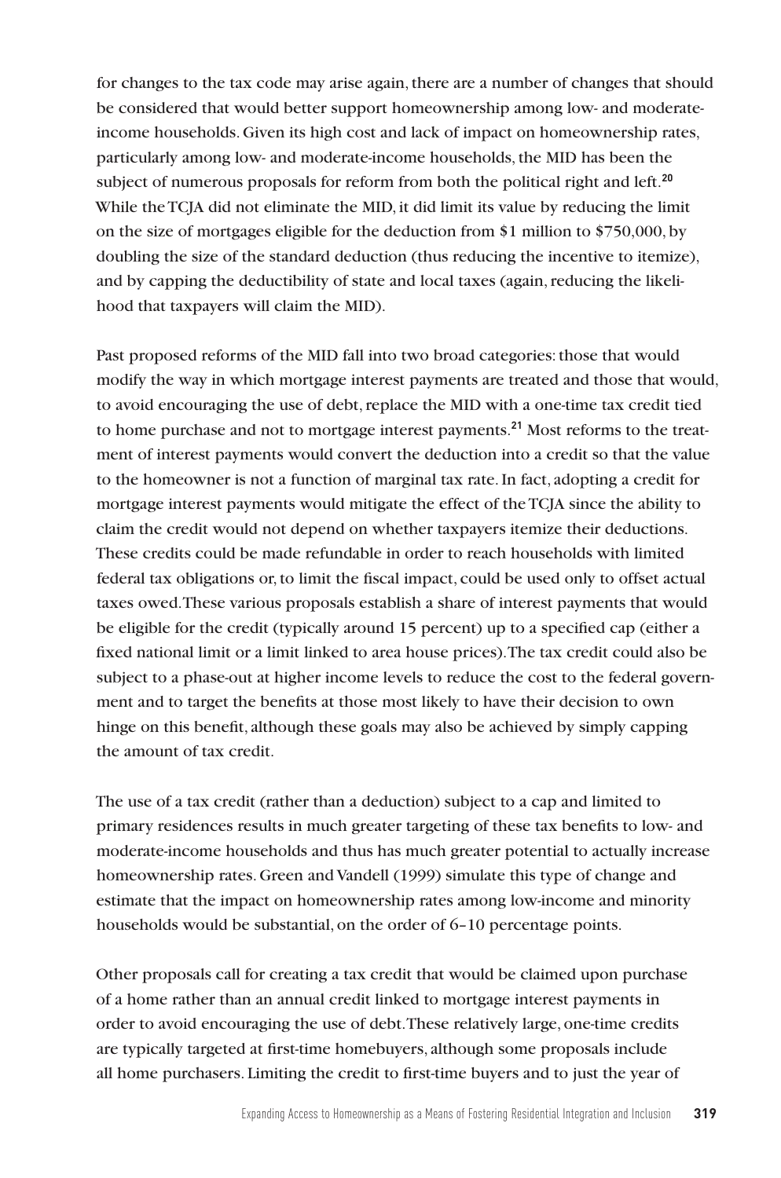for changes to the tax code may arise again, there are a number of changes that should be considered that would better support homeownership among low- and moderate-income households. Given its high cost and lack of impact on homeownership rates, particularly among low- and moderate-income households, the MID has been the subject of numerous proposals for reform from both the political right and left.[20] While the TCJA did not eliminate the MID, it did limit its value by reducing the limit on the size of mortgages eligible for the deduction from $1 million to $750,000, by doubling the size of the standard deduction (thus reducing the incentive to itemize), and by capping the deductibility of state and local taxes (again, reducing the likelihood that taxpayers will claim the MID).

Past proposed reforms of the MID fall into two broad categories: those that would modify the way in which mortgage interest payments are treated and those that would, to avoid encouraging the use of debt, replace the MID with a one-time tax credit tied to home purchase and not to mortgage interest payments.[21] Most reforms to the treatment of interest payments would convert the deduction into a credit so that the value to the homeowner is not a function of marginal tax rate. In fact, adopting a credit for mortgage interest payments would mitigate the effect of the TCJA since the ability to claim the credit would not depend on whether taxpayers itemize their deductions. These credits could be made refundable in order to reach households with limited federal tax obligations or, to limit the fiscal impact, could be used only to offset actual taxes owed. These various proposals establish a share of interest payments that would be eligible for the credit (typically around 15 percent) up to a specified cap (either a fixed national limit or a limit linked to area house prices). The tax credit could also be subject to a phase-out at higher income levels to reduce the cost to the federal government and to target the benefits at those most likely to have their decision to own hinge on this benefit, although these goals may also be achieved by simply capping the amount of tax credit.

The use of a tax credit (rather than a deduction) subject to a cap and limited to primary residences results in much greater targeting of these tax benefits to low- and moderate-income households and thus has much greater potential to actually increase homeownership rates. Green and Vandell (1999) simulate this type of change and estimate that the impact on homeownership rates among low-income and minority households would be substantial, on the order of 6–10 percentage points.

Other proposals call for creating a tax credit that would be claimed upon purchase of a home rather than an annual credit linked to mortgage interest payments in order to avoid encouraging the use of debt. These relatively large, one-time credits are typically targeted at first-time homebuyers, although some proposals include all home purchasers. Limiting the credit to first-time buyers and to just the year of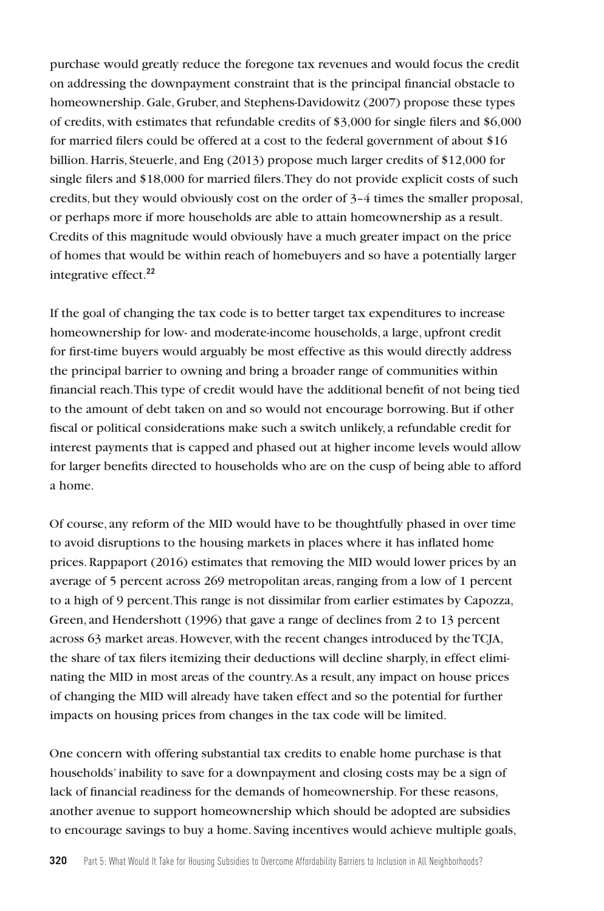purchase would greatly reduce the foregone tax revenues and would focus the credit on addressing the downpayment constraint that is the principal financial obstacle to homeownership. Gale, Gruber, and Stephens-Davidowitz (2007) propose these types of credits, with estimates that refundable credits of $3,000 for single filers and $6,000 for married filers could be offered at a cost to the federal government of about $16 billion. Harris, Steuerle, and Eng (2013) propose much larger credits of $12,000 for single filers and $18,000 for married filers. They do not provide explicit costs of such credits, but they would obviously cost on the order of 3–4 times the smaller proposal, or perhaps more if more households are able to attain homeownership as a result. Credits of this magnitude would obviously have a much greater impact on the price of homes that would be within reach of homebuyers and so have a potentially larger integrative effect.[22]

If the goal of changing the tax code is to better target tax expenditures to increase homeownership for low- and moderate-income households, a large, upfront credit for first-time buyers would arguably be most effective as this would directly address the principal barrier to owning and bring a broader range of communities within financial reach. This type of credit would have the additional benefit of not being tied to the amount of debt taken on and so would not encourage borrowing. But if other fiscal or political considerations make such a switch unlikely, a refundable credit for interest payments that is capped and phased out at higher income levels would allow for larger benefits directed to households who are on the cusp of being able to afford a home.

Of course, any reform of the MID would have to be thoughtfully phased in over time to avoid disruptions to the housing markets in places where it has inflated home prices. Rappaport (2016) estimates that removing the MID would lower prices by an average of 5 percent across 269 metropolitan areas, ranging from a low of 1 percent to a high of 9 percent. This range is not dissimilar from earlier estimates by Capozza, Green, and Hendershott (1996) that gave a range of declines from 2 to 13 percent across 63 market areas. However, with the recent changes introduced by the TCJA, the share of tax filers itemizing their deductions will decline sharply, in effect eliminating the MID in most areas of the country. As a result, any impact on house prices of changing the MID will already have taken effect and so the potential for further impacts on housing prices from changes in the tax code will be limited.

One concern with offering substantial tax credits to enable home purchase is that households' inability to save for a downpayment and closing costs may be a sign of lack of financial readiness for the demands of homeownership. For these reasons, another avenue to support homeownership which should be adopted are subsidies to encourage savings to buy a home. Saving incentives would achieve multiple goals,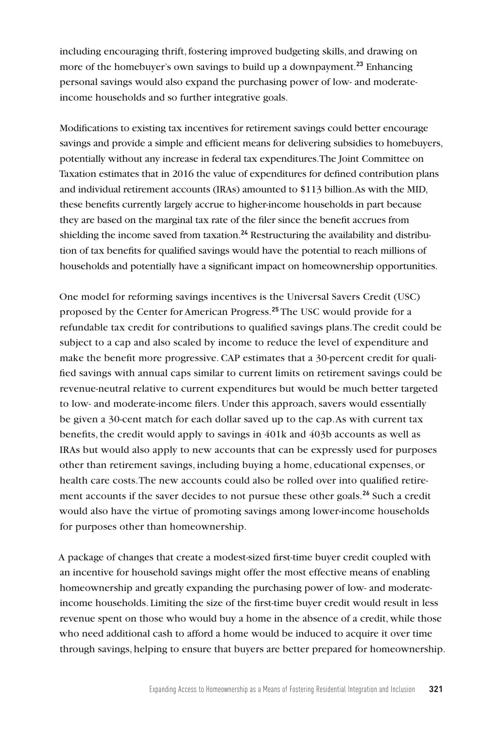including encouraging thrift, fostering improved budgeting skills, and drawing on more of the homebuyer's own savings to build up a downpayment.[23] Enhancing personal savings would also expand the purchasing power of low- and moderate-income households and so further integrative goals.

Modifications to existing tax incentives for retirement savings could better encourage savings and provide a simple and efficient means for delivering subsidies to homebuyers, potentially without any increase in federal tax expenditures. The Joint Committee on Taxation estimates that in 2016 the value of expenditures for defined contribution plans and individual retirement accounts (IRAs) amounted to $113 billion. As with the MID, these benefits currently largely accrue to higher-income households in part because they are based on the marginal tax rate of the filer since the benefit accrues from shielding the income saved from taxation.[24] Restructuring the availability and distribution of tax benefits for qualified savings would have the potential to reach millions of households and potentially have a significant impact on homeownership opportunities.

One model for reforming savings incentives is the Universal Savers Credit (USC) proposed by the Center for American Progress.[25] The USC would provide for a refundable tax credit for contributions to qualified savings plans. The credit could be subject to a cap and also scaled by income to reduce the level of expenditure and make the benefit more progressive. CAP estimates that a 30-percent credit for qualified savings with annual caps similar to current limits on retirement savings could be revenue-neutral relative to current expenditures but would be much better targeted to low- and moderate-income filers. Under this approach, savers would essentially be given a 30-cent match for each dollar saved up to the cap. As with current tax benefits, the credit would apply to savings in 401k and 403b accounts as well as IRAs but would also apply to new accounts that can be expressly used for purposes other than retirement savings, including buying a home, educational expenses, or health care costs. The new accounts could also be rolled over into qualified retirement accounts if the saver decides to not pursue these other goals.[26] Such a credit would also have the virtue of promoting savings among lower-income households for purposes other than homeownership.

A package of changes that create a modest-sized first-time buyer credit coupled with an incentive for household savings might offer the most effective means of enabling homeownership and greatly expanding the purchasing power of low- and moderate-income households. Limiting the size of the first-time buyer credit would result in less revenue spent on those who would buy a home in the absence of a credit, while those who need additional cash to afford a home would be induced to acquire it over time through savings, helping to ensure that buyers are better prepared for homeownership.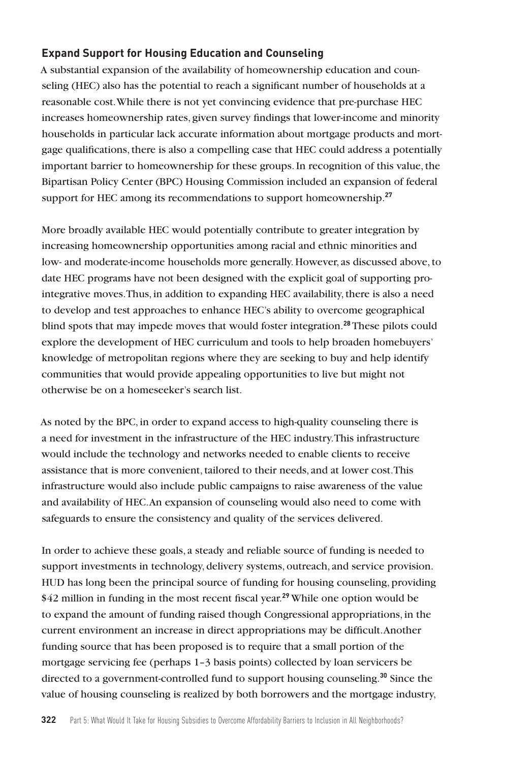### Expand Support for Housing Education and Counseling

A substantial expansion of the availability of homeownership education and counseling (HEC) also has the potential to reach a significant number of households at a reasonable cost. While there is not yet convincing evidence that pre-purchase HEC increases homeownership rates, given survey findings that lower-income and minority households in particular lack accurate information about mortgage products and mortgage qualifications, there is also a compelling case that HEC could address a potentially important barrier to homeownership for these groups. In recognition of this value, the Bipartisan Policy Center (BPC) Housing Commission included an expansion of federal support for HEC among its recommendations to support homeownership.[27]

More broadly available HEC would potentially contribute to greater integration by increasing homeownership opportunities among racial and ethnic minorities and low- and moderate-income households more generally. However, as discussed above, to date HEC programs have not been designed with the explicit goal of supporting pro-integrative moves. Thus, in addition to expanding HEC availability, there is also a need to develop and test approaches to enhance HEC's ability to overcome geographical blind spots that may impede moves that would foster integration.[28] These pilots could explore the development of HEC curriculum and tools to help broaden homebuyers' knowledge of metropolitan regions where they are seeking to buy and help identify communities that would provide appealing opportunities to live but might not otherwise be on a homeseeker's search list.

As noted by the BPC, in order to expand access to high-quality counseling there is a need for investment in the infrastructure of the HEC industry. This infrastructure would include the technology and networks needed to enable clients to receive assistance that is more convenient, tailored to their needs, and at lower cost. This infrastructure would also include public campaigns to raise awareness of the value and availability of HEC. An expansion of counseling would also need to come with safeguards to ensure the consistency and quality of the services delivered.

In order to achieve these goals, a steady and reliable source of funding is needed to support investments in technology, delivery systems, outreach, and service provision. HUD has long been the principal source of funding for housing counseling, providing $42 million in funding in the most recent fiscal year.[29] While one option would be to expand the amount of funding raised though Congressional appropriations, in the current environment an increase in direct appropriations may be difficult. Another funding source that has been proposed is to require that a small portion of the mortgage servicing fee (perhaps 1–3 basis points) collected by loan servicers be directed to a government-controlled fund to support housing counseling.[30] Since the value of housing counseling is realized by both borrowers and the mortgage industry,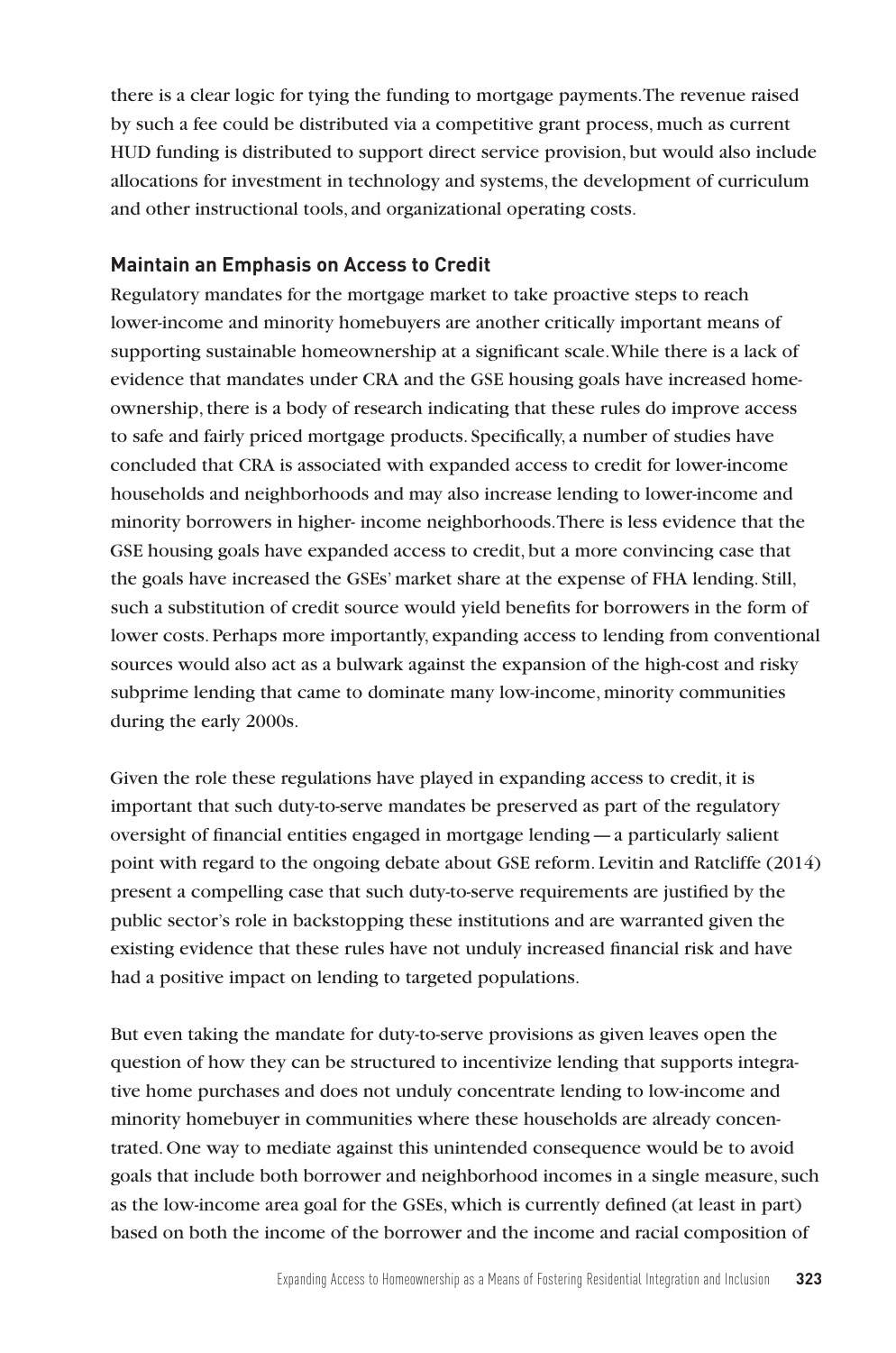there is a clear logic for tying the funding to mortgage payments. The revenue raised by such a fee could be distributed via a competitive grant process, much as current HUD funding is distributed to support direct service provision, but would also include allocations for investment in technology and systems, the development of curriculum and other instructional tools, and organizational operating costs.

### Maintain an Emphasis on Access to Credit

Regulatory mandates for the mortgage market to take proactive steps to reach lower-income and minority homebuyers are another critically important means of supporting sustainable homeownership at a significant scale. While there is a lack of evidence that mandates under CRA and the GSE housing goals have increased homeownership, there is a body of research indicating that these rules do improve access to safe and fairly priced mortgage products. Specifically, a number of studies have concluded that CRA is associated with expanded access to credit for lower-income households and neighborhoods and may also increase lending to lower-income and minority borrowers in higher- income neighborhoods. There is less evidence that the GSE housing goals have expanded access to credit, but a more convincing case that the goals have increased the GSEs' market share at the expense of FHA lending. Still, such a substitution of credit source would yield benefits for borrowers in the form of lower costs. Perhaps more importantly, expanding access to lending from conventional sources would also act as a bulwark against the expansion of the high-cost and risky subprime lending that came to dominate many low-income, minority communities during the early 2000s.

Given the role these regulations have played in expanding access to credit, it is important that such duty-to-serve mandates be preserved as part of the regulatory oversight of financial entities engaged in mortgage lending — a particularly salient point with regard to the ongoing debate about GSE reform. Levitin and Ratcliffe (2014) present a compelling case that such duty-to-serve requirements are justified by the public sector's role in backstopping these institutions and are warranted given the existing evidence that these rules have not unduly increased financial risk and have had a positive impact on lending to targeted populations.

But even taking the mandate for duty-to-serve provisions as given leaves open the question of how they can be structured to incentivize lending that supports integrative home purchases and does not unduly concentrate lending to low-income and minority homebuyer in communities where these households are already concentrated. One way to mediate against this unintended consequence would be to avoid goals that include both borrower and neighborhood incomes in a single measure, such as the low-income area goal for the GSEs, which is currently defined (at least in part) based on both the income of the borrower and the income and racial composition of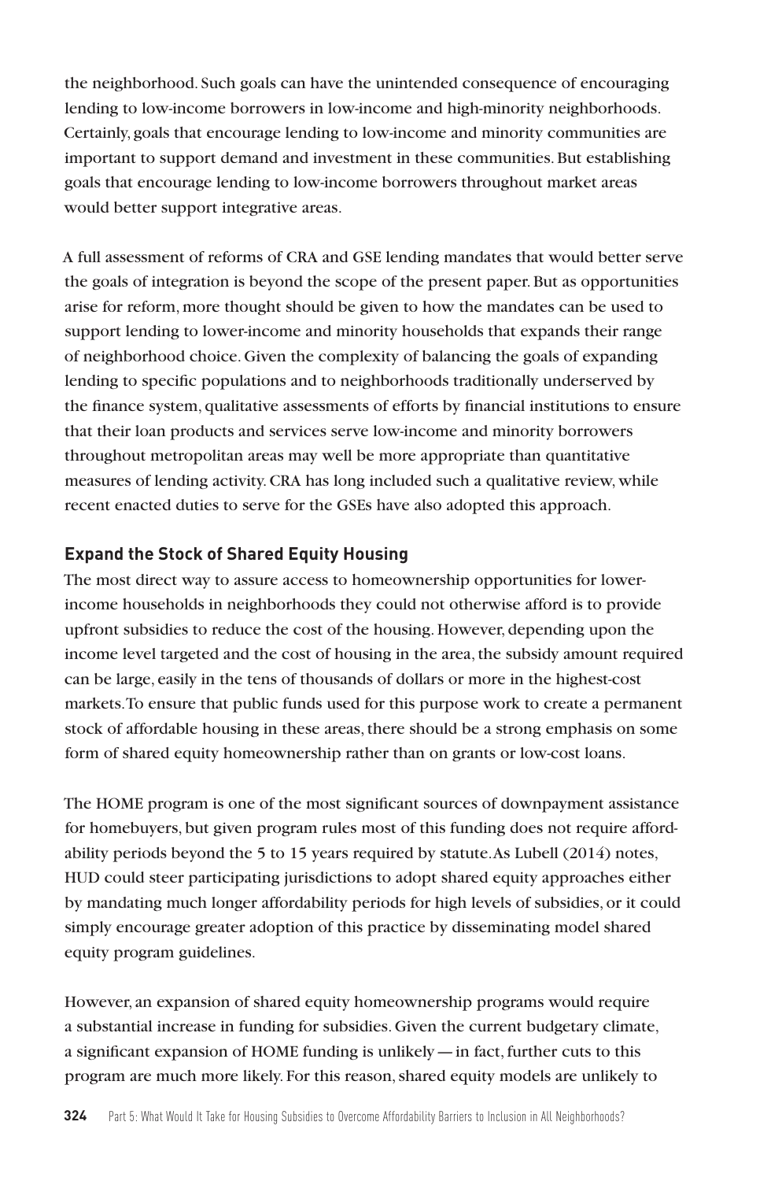the neighborhood. Such goals can have the unintended consequence of encouraging lending to low-income borrowers in low-income and high-minority neighborhoods. Certainly, goals that encourage lending to low-income and minority communities are important to support demand and investment in these communities. But establishing goals that encourage lending to low-income borrowers throughout market areas would better support integrative areas.

A full assessment of reforms of CRA and GSE lending mandates that would better serve the goals of integration is beyond the scope of the present paper. But as opportunities arise for reform, more thought should be given to how the mandates can be used to support lending to lower-income and minority households that expands their range of neighborhood choice. Given the complexity of balancing the goals of expanding lending to specific populations and to neighborhoods traditionally underserved by the finance system, qualitative assessments of efforts by financial institutions to ensure that their loan products and services serve low-income and minority borrowers throughout metropolitan areas may well be more appropriate than quantitative measures of lending activity. CRA has long included such a qualitative review, while recent enacted duties to serve for the GSEs have also adopted this approach.

### Expand the Stock of Shared Equity Housing

The most direct way to assure access to homeownership opportunities for lower-income households in neighborhoods they could not otherwise afford is to provide upfront subsidies to reduce the cost of the housing. However, depending upon the income level targeted and the cost of housing in the area, the subsidy amount required can be large, easily in the tens of thousands of dollars or more in the highest-cost markets. To ensure that public funds used for this purpose work to create a permanent stock of affordable housing in these areas, there should be a strong emphasis on some form of shared equity homeownership rather than on grants or low-cost loans.

The HOME program is one of the most significant sources of downpayment assistance for homebuyers, but given program rules most of this funding does not require affordability periods beyond the 5 to 15 years required by statute. As Lubell (2014) notes, HUD could steer participating jurisdictions to adopt shared equity approaches either by mandating much longer affordability periods for high levels of subsidies, or it could simply encourage greater adoption of this practice by disseminating model shared equity program guidelines.

However, an expansion of shared equity homeownership programs would require a substantial increase in funding for subsidies. Given the current budgetary climate, a significant expansion of HOME funding is unlikely — in fact, further cuts to this program are much more likely. For this reason, shared equity models are unlikely to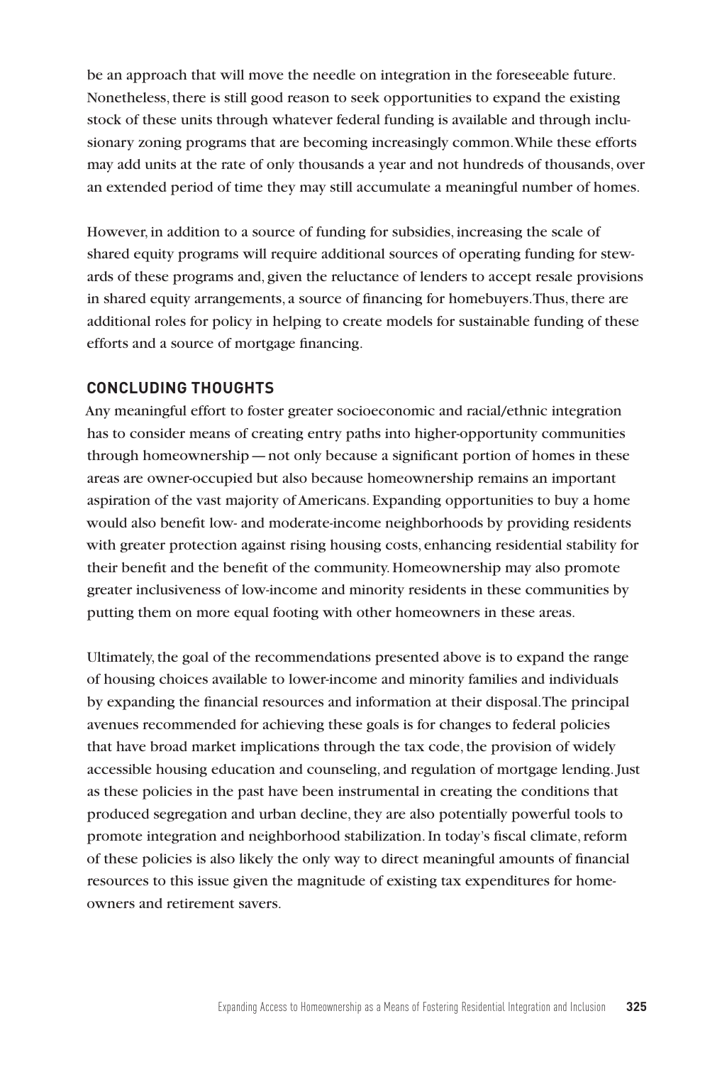be an approach that will move the needle on integration in the foreseeable future. Nonetheless, there is still good reason to seek opportunities to expand the existing stock of these units through whatever federal funding is available and through inclusionary zoning programs that are becoming increasingly common. While these efforts may add units at the rate of only thousands a year and not hundreds of thousands, over an extended period of time they may still accumulate a meaningful number of homes.

However, in addition to a source of funding for subsidies, increasing the scale of shared equity programs will require additional sources of operating funding for stewards of these programs and, given the reluctance of lenders to accept resale provisions in shared equity arrangements, a source of financing for homebuyers. Thus, there are additional roles for policy in helping to create models for sustainable funding of these efforts and a source of mortgage financing.

## CONCLUDING THOUGHTS

Any meaningful effort to foster greater socioeconomic and racial/ethnic integration has to consider means of creating entry paths into higher-opportunity communities through homeownership — not only because a significant portion of homes in these areas are owner-occupied but also because homeownership remains an important aspiration of the vast majority of Americans. Expanding opportunities to buy a home would also benefit low- and moderate-income neighborhoods by providing residents with greater protection against rising housing costs, enhancing residential stability for their benefit and the benefit of the community. Homeownership may also promote greater inclusiveness of low-income and minority residents in these communities by putting them on more equal footing with other homeowners in these areas.

Ultimately, the goal of the recommendations presented above is to expand the range of housing choices available to lower-income and minority families and individuals by expanding the financial resources and information at their disposal. The principal avenues recommended for achieving these goals is for changes to federal policies that have broad market implications through the tax code, the provision of widely accessible housing education and counseling, and regulation of mortgage lending. Just as these policies in the past have been instrumental in creating the conditions that produced segregation and urban decline, they are also potentially powerful tools to promote integration and neighborhood stabilization. In today's fiscal climate, reform of these policies is also likely the only way to direct meaningful amounts of financial resources to this issue given the magnitude of existing tax expenditures for homeowners and retirement savers.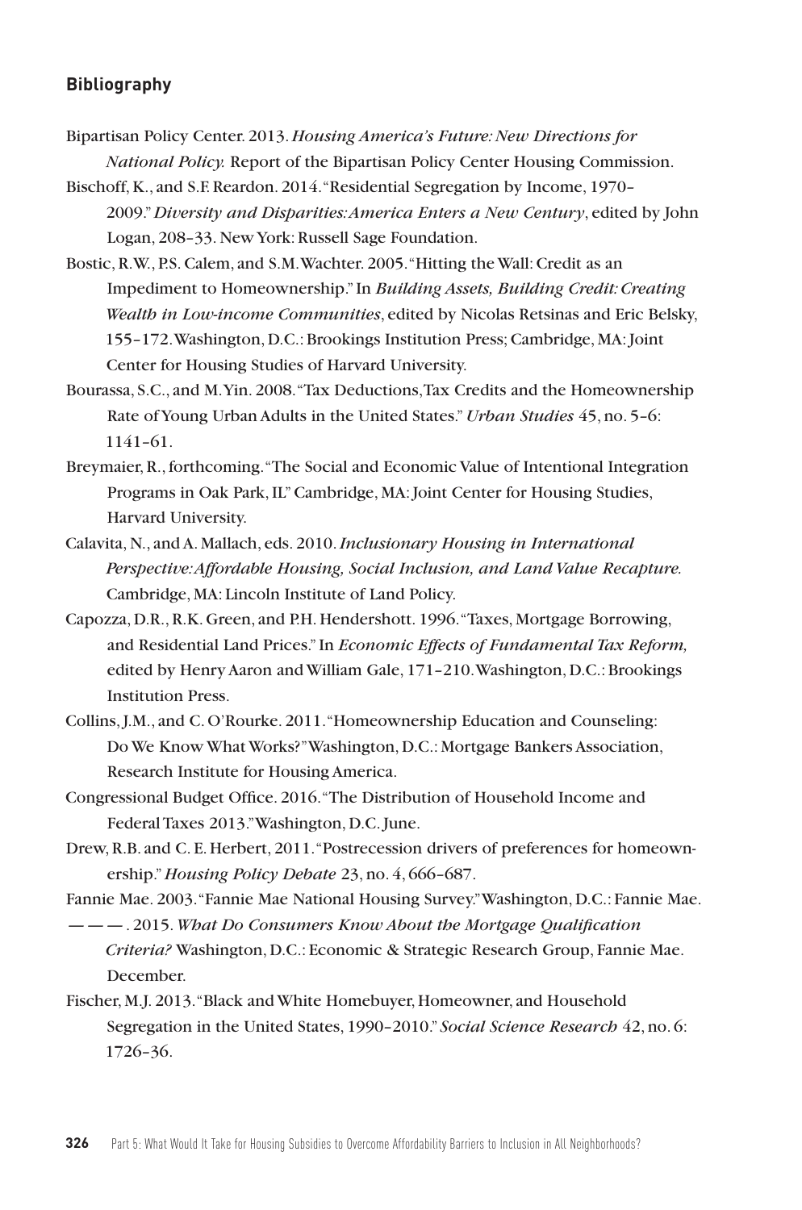## Bibliography

Bipartisan Policy Center. 2013. *Housing America's Future: New Directions for National Policy.* Report of the Bipartisan Policy Center Housing Commission.

Bischoff, K., and S.F. Reardon. 2014. "Residential Segregation by Income, 1970–2009." *Diversity and Disparities: America Enters a New Century*, edited by John Logan, 208–33. New York: Russell Sage Foundation.

Bostic, R.W., P.S. Calem, and S.M. Wachter. 2005. "Hitting the Wall: Credit as an Impediment to Homeownership." In *Building Assets, Building Credit: Creating Wealth in Low-income Communities*, edited by Nicolas Retsinas and Eric Belsky, 155–172. Washington, D.C.: Brookings Institution Press; Cambridge, MA: Joint Center for Housing Studies of Harvard University.

Bourassa, S.C., and M. Yin. 2008. "Tax Deductions, Tax Credits and the Homeownership Rate of Young Urban Adults in the United States." *Urban Studies* 45, no. 5–6: 1141–61.

Breymaier, R., forthcoming. "The Social and Economic Value of Intentional Integration Programs in Oak Park, IL" Cambridge, MA: Joint Center for Housing Studies, Harvard University.

Calavita, N., and A. Mallach, eds. 2010. *Inclusionary Housing in International Perspective: Affordable Housing, Social Inclusion, and Land Value Recapture.* Cambridge, MA: Lincoln Institute of Land Policy.

Capozza, D.R., R.K. Green, and P.H. Hendershott. 1996. "Taxes, Mortgage Borrowing, and Residential Land Prices." In *Economic Effects of Fundamental Tax Reform,* edited by Henry Aaron and William Gale, 171–210. Washington, D.C.: Brookings Institution Press.

Collins, J.M., and C. O'Rourke. 2011. "Homeownership Education and Counseling: Do We Know What Works?" Washington, D.C.: Mortgage Bankers Association, Research Institute for Housing America.

Congressional Budget Office. 2016. "The Distribution of Household Income and Federal Taxes 2013." Washington, D.C. June.

Drew, R.B. and C. E. Herbert, 2011. "Postrecession drivers of preferences for homeownership." *Housing Policy Debate* 23, no. 4, 666–687.

Fannie Mae. 2003. "Fannie Mae National Housing Survey." Washington, D.C.: Fannie Mae.

———. 2015. *What Do Consumers Know About the Mortgage Qualification Criteria?* Washington, D.C.: Economic & Strategic Research Group, Fannie Mae. December.

Fischer, M.J. 2013. "Black and White Homebuyer, Homeowner, and Household Segregation in the United States, 1990–2010." *Social Science Research* 42, no. 6: 1726–36.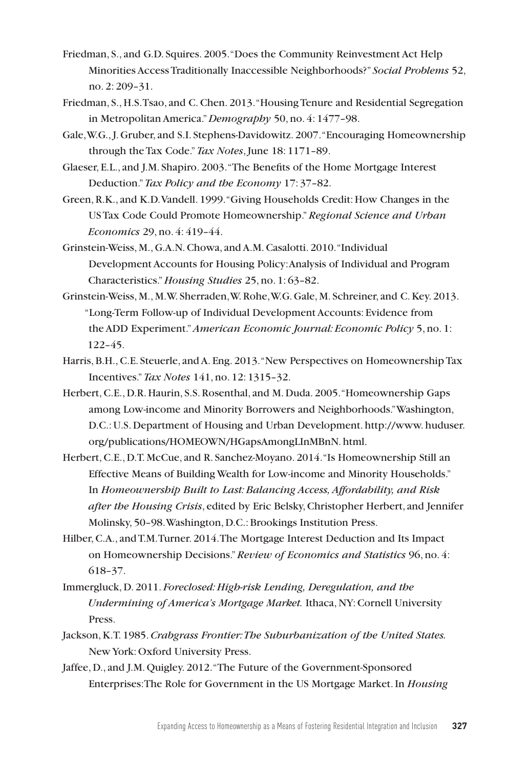Friedman, S., and G.D. Squires. 2005. "Does the Community Reinvestment Act Help Minorities Access Traditionally Inaccessible Neighborhoods?" *Social Problems* 52, no. 2: 209–31.

Friedman, S., H.S. Tsao, and C. Chen. 2013. "Housing Tenure and Residential Segregation in Metropolitan America." *Demography* 50, no. 4: 1477–98.

Gale, W.G., J. Gruber, and S.I. Stephens-Davidowitz. 2007. "Encouraging Homeownership through the Tax Code." *Tax Notes*, June 18: 1171–89.

Glaeser, E.L., and J.M. Shapiro. 2003. "The Benefits of the Home Mortgage Interest Deduction." *Tax Policy and the Economy* 17: 37–82.

Green, R.K., and K.D. Vandell. 1999. "Giving Households Credit: How Changes in the US Tax Code Could Promote Homeownership." *Regional Science and Urban Economics* 29, no. 4: 419–44.

Grinstein-Weiss, M., G.A.N. Chowa, and A.M. Casalotti. 2010. "Individual Development Accounts for Housing Policy: Analysis of Individual and Program Characteristics." *Housing Studies* 25, no. 1: 63–82.

Grinstein-Weiss, M., M.W. Sherraden, W. Rohe, W.G. Gale, M. Schreiner, and C. Key. 2013. "Long-Term Follow-up of Individual Development Accounts: Evidence from the ADD Experiment." *American Economic Journal: Economic Policy* 5, no. 1: 122–45.

Harris, B.H., C.E. Steuerle, and A. Eng. 2013. "New Perspectives on Homeownership Tax Incentives." *Tax Notes* 141, no. 12: 1315–32.

Herbert, C.E., D.R. Haurin, S.S. Rosenthal, and M. Duda. 2005. "Homeownership Gaps among Low-income and Minority Borrowers and Neighborhoods." Washington, D.C.: U.S. Department of Housing and Urban Development. http://www. huduser. org/publications/HOMEOWN/HGapsAmongLInMBnN. html.

Herbert, C.E., D.T. McCue, and R. Sanchez-Moyano. 2014. "Is Homeownership Still an Effective Means of Building Wealth for Low-income and Minority Households." In *Homeownership Built to Last: Balancing Access, Affordability, and Risk after the Housing Crisis*, edited by Eric Belsky, Christopher Herbert, and Jennifer Molinsky, 50–98. Washington, D.C.: Brookings Institution Press.

Hilber, C.A., and T.M. Turner. 2014. The Mortgage Interest Deduction and Its Impact on Homeownership Decisions." *Review of Economics and Statistics* 96, no. 4: 618–37.

Immergluck, D. 2011. *Foreclosed: High-risk Lending, Deregulation, and the Undermining of America's Mortgage Market.* Ithaca, NY: Cornell University Press.

Jackson, K.T. 1985. *Crabgrass Frontier: The Suburbanization of the United States.* New York: Oxford University Press.

Jaffee, D., and J.M. Quigley. 2012. "The Future of the Government-Sponsored Enterprises: The Role for Government in the US Mortgage Market. In *Housing*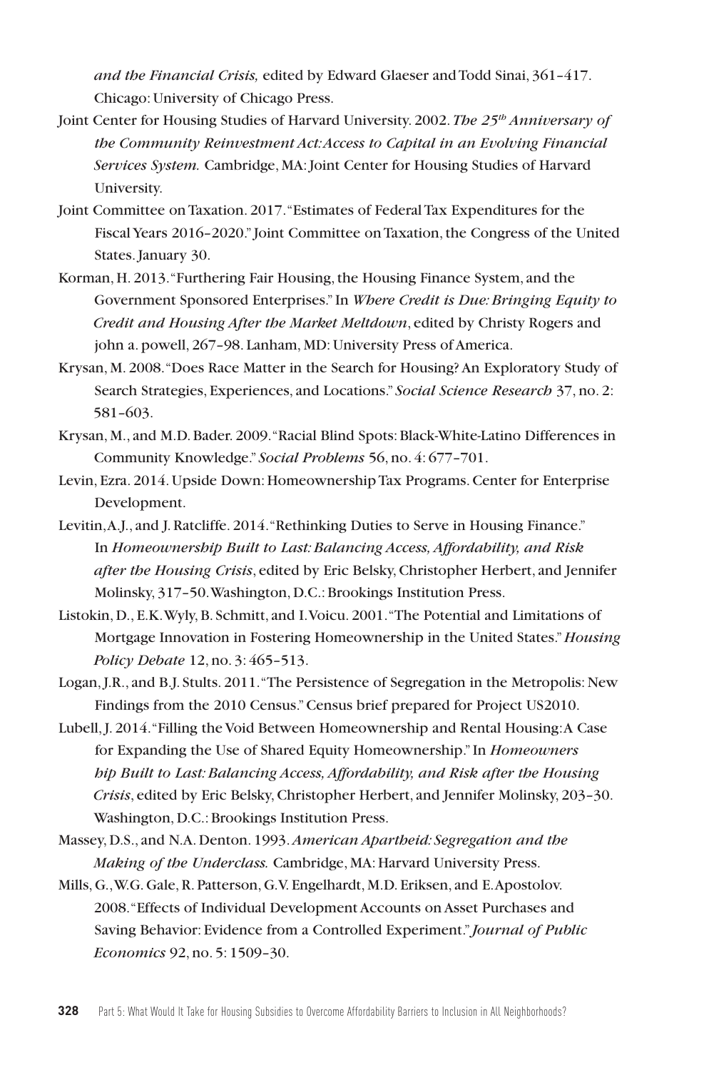*and the Financial Crisis,* edited by Edward Glaeser and Todd Sinai, 361–417. Chicago: University of Chicago Press.

Joint Center for Housing Studies of Harvard University. 2002. *The 25th Anniversary of the Community Reinvestment Act: Access to Capital in an Evolving Financial Services System.* Cambridge, MA: Joint Center for Housing Studies of Harvard University.

Joint Committee on Taxation. 2017. "Estimates of Federal Tax Expenditures for the Fiscal Years 2016–2020." Joint Committee on Taxation, the Congress of the United States. January 30.

Korman, H. 2013. "Furthering Fair Housing, the Housing Finance System, and the Government Sponsored Enterprises." In *Where Credit is Due: Bringing Equity to Credit and Housing After the Market Meltdown*, edited by Christy Rogers and john a. powell, 267–98. Lanham, MD: University Press of America.

Krysan, M. 2008. "Does Race Matter in the Search for Housing? An Exploratory Study of Search Strategies, Experiences, and Locations." *Social Science Research* 37, no. 2: 581–603.

Krysan, M., and M.D. Bader. 2009. "Racial Blind Spots: Black-White-Latino Differences in Community Knowledge." *Social Problems* 56, no. 4: 677–701.

Levin, Ezra. 2014. Upside Down: Homeownership Tax Programs. Center for Enterprise Development.

Levitin, A.J., and J. Ratcliffe. 2014. "Rethinking Duties to Serve in Housing Finance." In *Homeownership Built to Last: Balancing Access, Affordability, and Risk after the Housing Crisis*, edited by Eric Belsky, Christopher Herbert, and Jennifer Molinsky, 317–50. Washington, D.C.: Brookings Institution Press.

Listokin, D., E.K. Wyly, B. Schmitt, and I. Voicu. 2001. "The Potential and Limitations of Mortgage Innovation in Fostering Homeownership in the United States." *Housing Policy Debate* 12, no. 3: 465–513.

Logan, J.R., and B.J. Stults. 2011. "The Persistence of Segregation in the Metropolis: New Findings from the 2010 Census." Census brief prepared for Project US2010.

Lubell, J. 2014. "Filling the Void Between Homeownership and Rental Housing: A Case for Expanding the Use of Shared Equity Homeownership." In *Homeowners hip Built to Last: Balancing Access, Affordability, and Risk after the Housing Crisis*, edited by Eric Belsky, Christopher Herbert, and Jennifer Molinsky, 203–30. Washington, D.C.: Brookings Institution Press.

Massey, D.S., and N.A. Denton. 1993. *American Apartheid: Segregation and the Making of the Underclass.* Cambridge, MA: Harvard University Press.

Mills, G., W.G. Gale, R. Patterson, G.V. Engelhardt, M.D. Eriksen, and E. Apostolov. 2008. "Effects of Individual Development Accounts on Asset Purchases and Saving Behavior: Evidence from a Controlled Experiment." *Journal of Public Economics* 92, no. 5: 1509–30.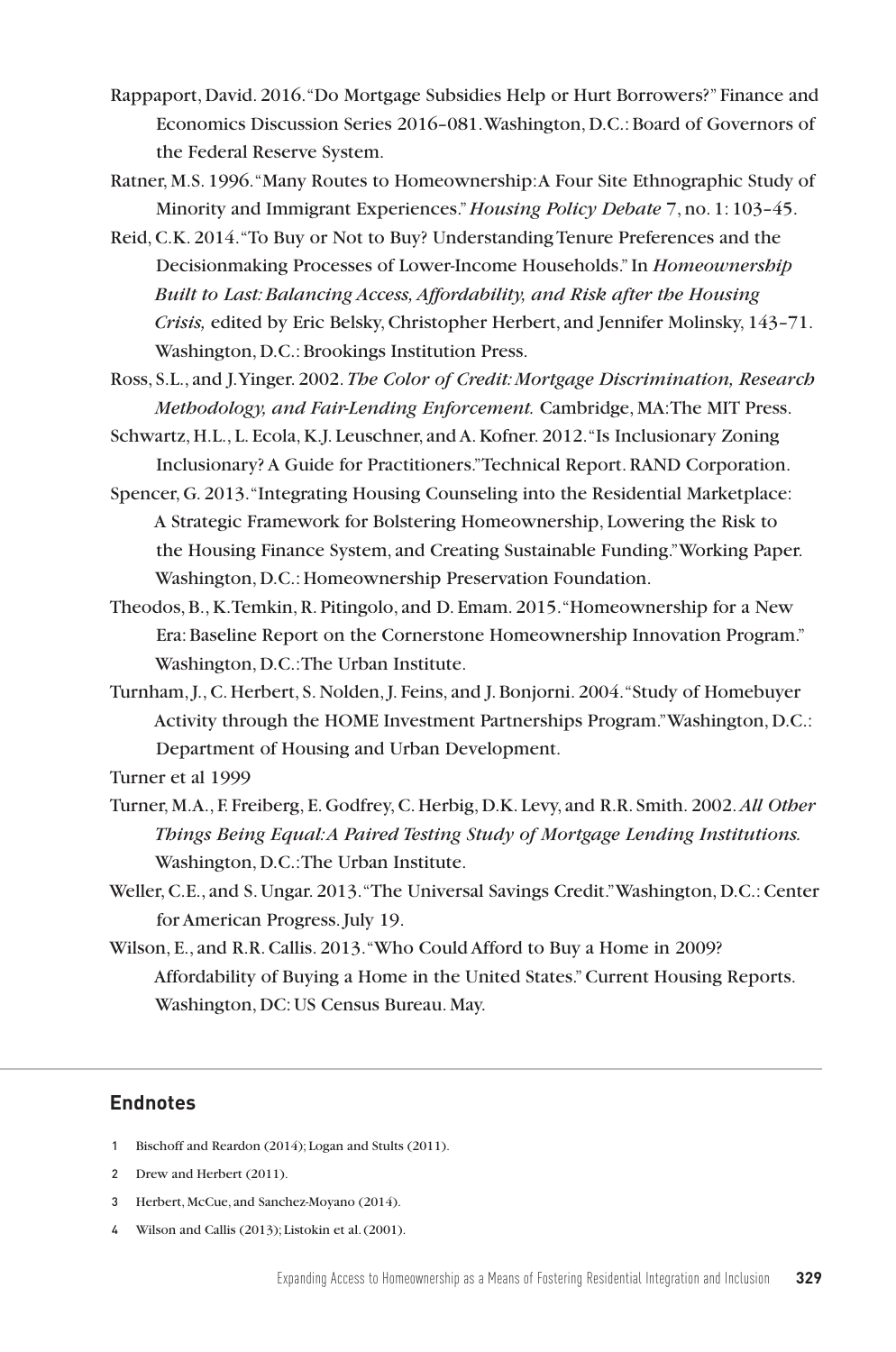Rappaport, David. 2016. "Do Mortgage Subsidies Help or Hurt Borrowers?" Finance and Economics Discussion Series 2016–081. Washington, D.C.: Board of Governors of the Federal Reserve System.

Ratner, M.S. 1996. "Many Routes to Homeownership: A Four Site Ethnographic Study of Minority and Immigrant Experiences." *Housing Policy Debate* 7, no. 1: 103–45.

Reid, C.K. 2014. "To Buy or Not to Buy? Understanding Tenure Preferences and the Decisionmaking Processes of Lower-Income Households." In *Homeownership Built to Last: Balancing Access, Affordability, and Risk after the Housing Crisis,* edited by Eric Belsky, Christopher Herbert, and Jennifer Molinsky, 143–71. Washington, D.C.: Brookings Institution Press.

Ross, S.L., and J. Yinger. 2002. *The Color of Credit: Mortgage Discrimination, Research Methodology, and Fair-Lending Enforcement.* Cambridge, MA: The MIT Press.

Schwartz, H.L., L. Ecola, K.J. Leuschner, and A. Kofner. 2012. "Is Inclusionary Zoning Inclusionary? A Guide for Practitioners." Technical Report. RAND Corporation.

Spencer, G. 2013. "Integrating Housing Counseling into the Residential Marketplace: A Strategic Framework for Bolstering Homeownership, Lowering the Risk to the Housing Finance System, and Creating Sustainable Funding." Working Paper. Washington, D.C.: Homeownership Preservation Foundation.

Theodos, B., K. Temkin, R. Pitingolo, and D. Emam. 2015. "Homeownership for a New Era: Baseline Report on the Cornerstone Homeownership Innovation Program." Washington, D.C.: The Urban Institute.

Turnham, J., C. Herbert, S. Nolden, J. Feins, and J. Bonjorni. 2004. "Study of Homebuyer Activity through the HOME Investment Partnerships Program." Washington, D.C.: Department of Housing and Urban Development.

Turner et al 1999

Turner, M.A., F. Freiberg, E. Godfrey, C. Herbig, D.K. Levy, and R.R. Smith. 2002. *All Other Things Being Equal: A Paired Testing Study of Mortgage Lending Institutions.* Washington, D.C.: The Urban Institute.

Weller, C.E., and S. Ungar. 2013. "The Universal Savings Credit." Washington, D.C.: Center for American Progress. July 19.

Wilson, E., and R.R. Callis. 2013. "Who Could Afford to Buy a Home in 2009? Affordability of Buying a Home in the United States." Current Housing Reports. Washington, DC: US Census Bureau. May.

## Endnotes

1. Bischoff and Reardon (2014); Logan and Stults (2011).
2. Drew and Herbert (2011).
3. Herbert, McCue, and Sanchez-Moyano (2014).
4. Wilson and Callis (2013); Listokin et al. (2001).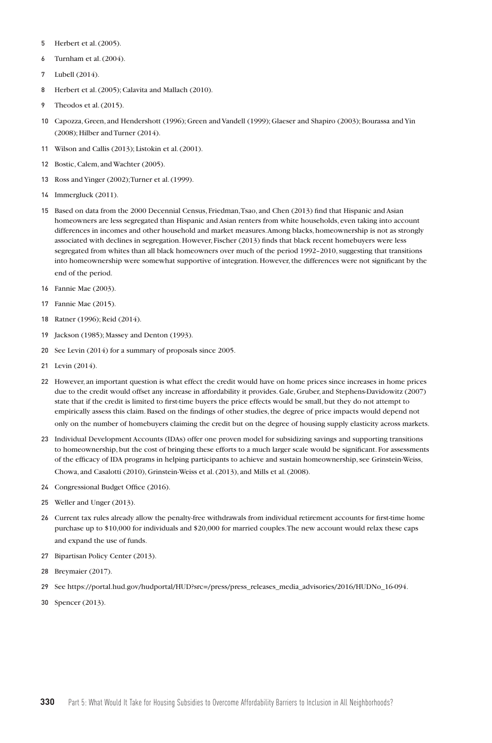5 Herbert et al. (2005).

6 Turnham et al. (2004).

7 Lubell (2014).

8 Herbert et al. (2005); Calavita and Mallach (2010).

9 Theodos et al. (2015).

10 Capozza, Green, and Hendershott (1996); Green and Vandell (1999); Glaeser and Shapiro (2003); Bourassa and Yin (2008); Hilber and Turner (2014).

11 Wilson and Callis (2013); Listokin et al. (2001).

12 Bostic, Calem, and Wachter (2005).

13 Ross and Yinger (2002); Turner et al. (1999).

14 Immergluck (2011).

15 Based on data from the 2000 Decennial Census, Friedman, Tsao, and Chen (2013) find that Hispanic and Asian homeowners are less segregated than Hispanic and Asian renters from white households, even taking into account differences in incomes and other household and market measures. Among blacks, homeownership is not as strongly associated with declines in segregation. However, Fischer (2013) finds that black recent homebuyers were less segregated from whites than all black homeowners over much of the period 1992–2010, suggesting that transitions into homeownership were somewhat supportive of integration. However, the differences were not significant by the end of the period.

16 Fannie Mae (2003).

17 Fannie Mae (2015).

18 Ratner (1996); Reid (2014).

19 Jackson (1985); Massey and Denton (1993).

20 See Levin (2014) for a summary of proposals since 2005.

21 Levin (2014).

22 However, an important question is what effect the credit would have on home prices since increases in home prices due to the credit would offset any increase in affordability it provides. Gale, Gruber, and Stephens-Davidowitz (2007) state that if the credit is limited to first-time buyers the price effects would be small, but they do not attempt to empirically assess this claim. Based on the findings of other studies, the degree of price impacts would depend not only on the number of homebuyers claiming the credit but on the degree of housing supply elasticity across markets.

23 Individual Development Accounts (IDAs) offer one proven model for subsidizing savings and supporting transitions to homeownership, but the cost of bringing these efforts to a much larger scale would be significant. For assessments of the efficacy of IDA programs in helping participants to achieve and sustain homeownership, see Grinstein-Weiss, Chowa, and Casalotti (2010), Grinstein-Weiss et al. (2013), and Mills et al. (2008).

24 Congressional Budget Office (2016).

25 Weller and Unger (2013).

26 Current tax rules already allow the penalty-free withdrawals from individual retirement accounts for first-time home purchase up to $10,000 for individuals and $20,000 for married couples. The new account would relax these caps and expand the use of funds.

27 Bipartisan Policy Center (2013).

28 Breymaier (2017).

29 See https://portal.hud.gov/hudportal/HUD?src=/press/press_releases_media_advisories/2016/HUDNo_16-094.

30 Spencer (2013).